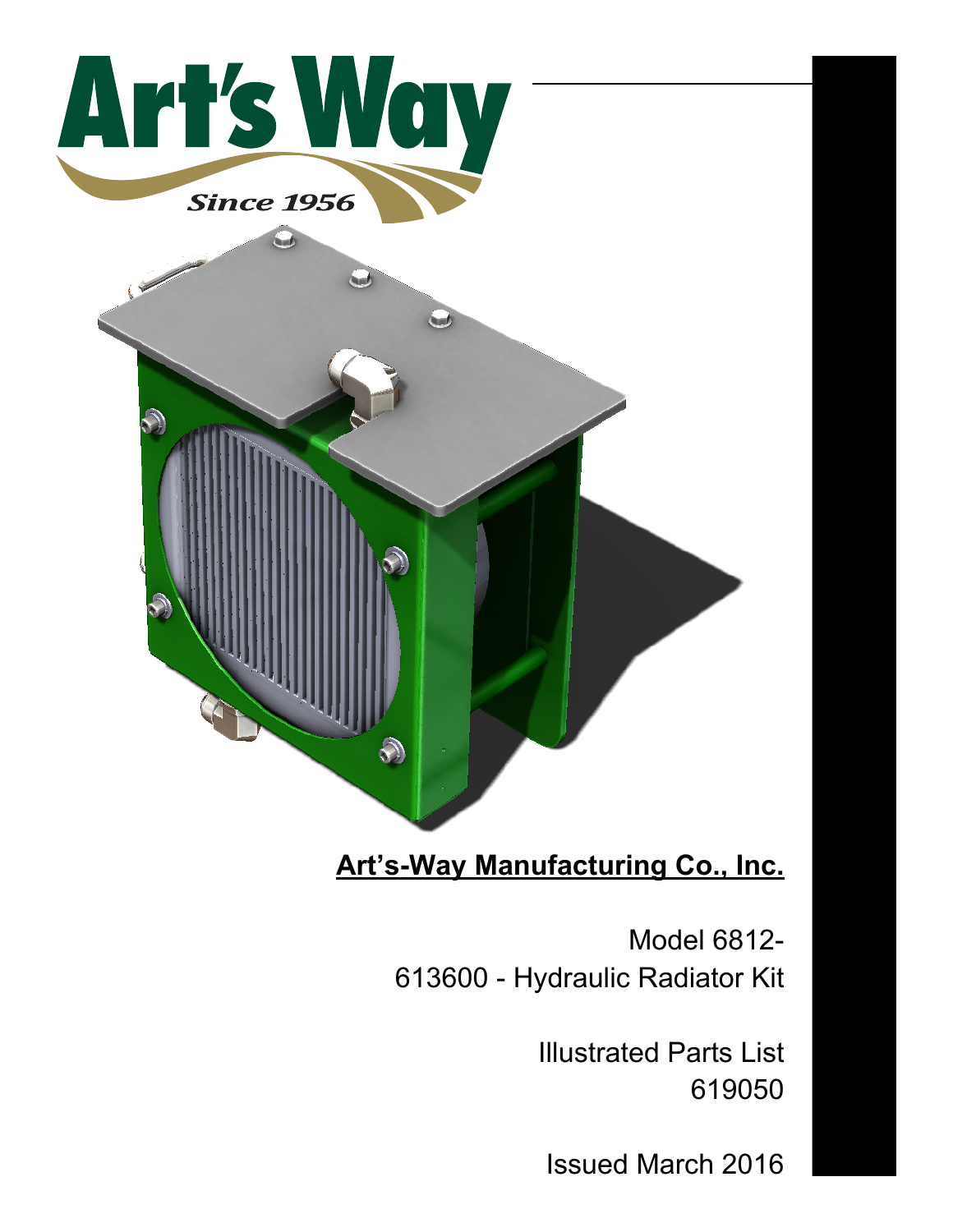Art's Way

Since 1956

**Art's-Way Manufacturing Co., Inc.**

Model 6812-
613600 - Hydraulic Radiator Kit

Illustrated Parts List
619050

Issued March 2016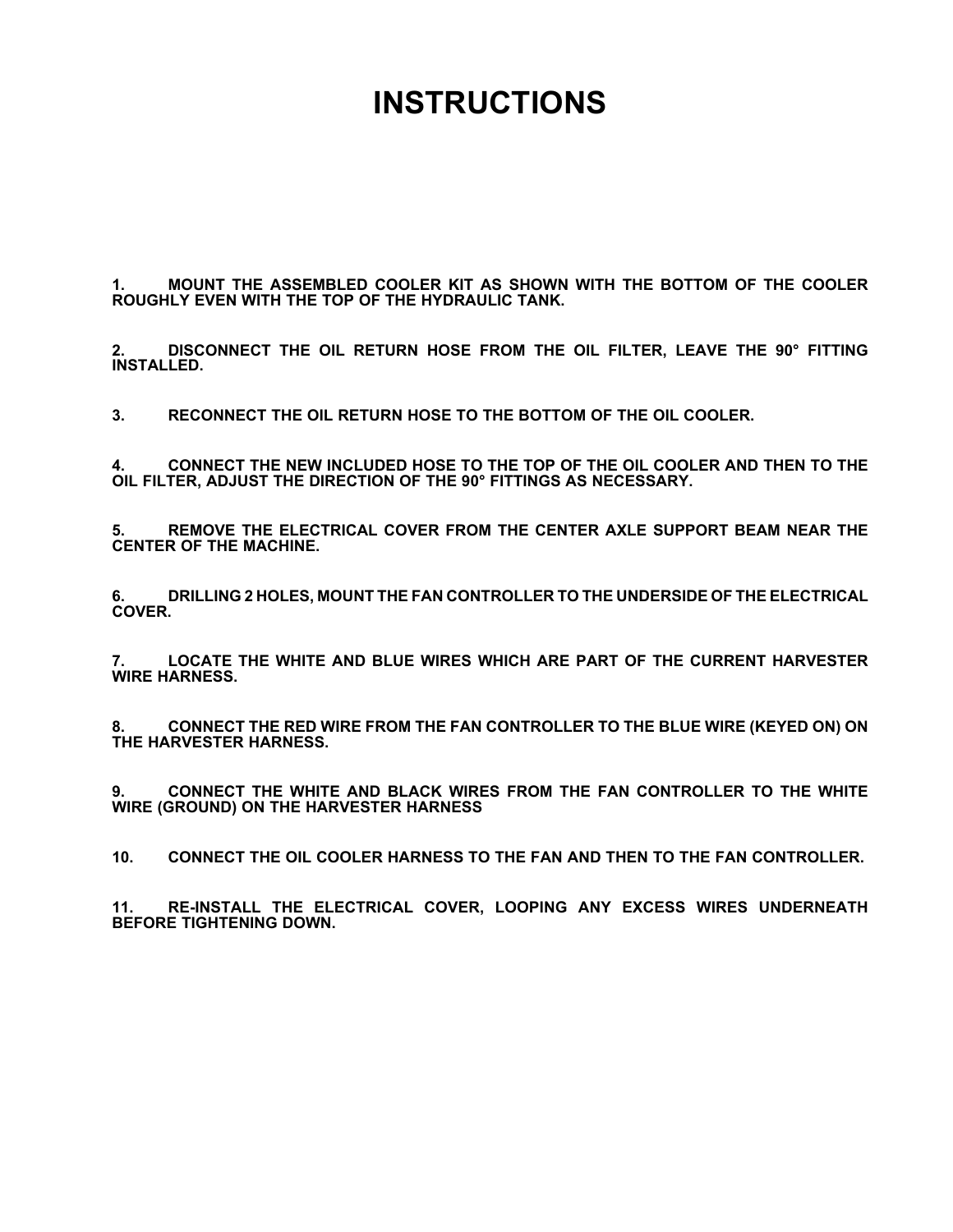# INSTRUCTIONS

1. MOUNT THE ASSEMBLED COOLER KIT AS SHOWN WITH THE BOTTOM OF THE COOLER ROUGHLY EVEN WITH THE TOP OF THE HYDRAULIC TANK.

2. DISCONNECT THE OIL RETURN HOSE FROM THE OIL FILTER, LEAVE THE 90° FITTING INSTALLED.

3. RECONNECT THE OIL RETURN HOSE TO THE BOTTOM OF THE OIL COOLER.

4. CONNECT THE NEW INCLUDED HOSE TO THE TOP OF THE OIL COOLER AND THEN TO THE OIL FILTER, ADJUST THE DIRECTION OF THE 90° FITTINGS AS NECESSARY.

5. REMOVE THE ELECTRICAL COVER FROM THE CENTER AXLE SUPPORT BEAM NEAR THE CENTER OF THE MACHINE.

6. DRILLING 2 HOLES, MOUNT THE FAN CONTROLLER TO THE UNDERSIDE OF THE ELECTRICAL COVER.

7. LOCATE THE WHITE AND BLUE WIRES WHICH ARE PART OF THE CURRENT HARVESTER WIRE HARNESS.

8. CONNECT THE RED WIRE FROM THE FAN CONTROLLER TO THE BLUE WIRE (KEYED ON) ON THE HARVESTER HARNESS.

9. CONNECT THE WHITE AND BLACK WIRES FROM THE FAN CONTROLLER TO THE WHITE WIRE (GROUND) ON THE HARVESTER HARNESS

10. CONNECT THE OIL COOLER HARNESS TO THE FAN AND THEN TO THE FAN CONTROLLER.

11. RE-INSTALL THE ELECTRICAL COVER, LOOPING ANY EXCESS WIRES UNDERNEATH BEFORE TIGHTENING DOWN.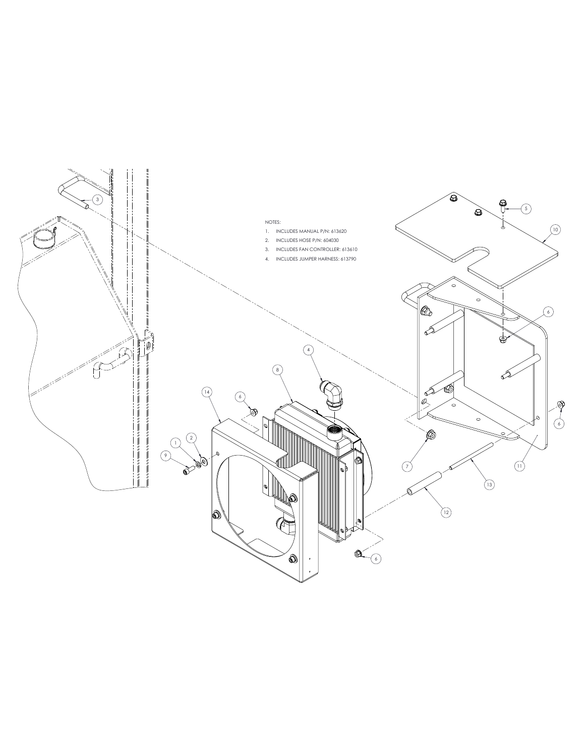NOTES:

1. INCLUDES MANUAL P/N: 613620
2. INCLUDES HOSE P/N: 604030
3. INCLUDES FAN CONTROLLER: 613610
4. INCLUDES JUMPER HARNESS: 613790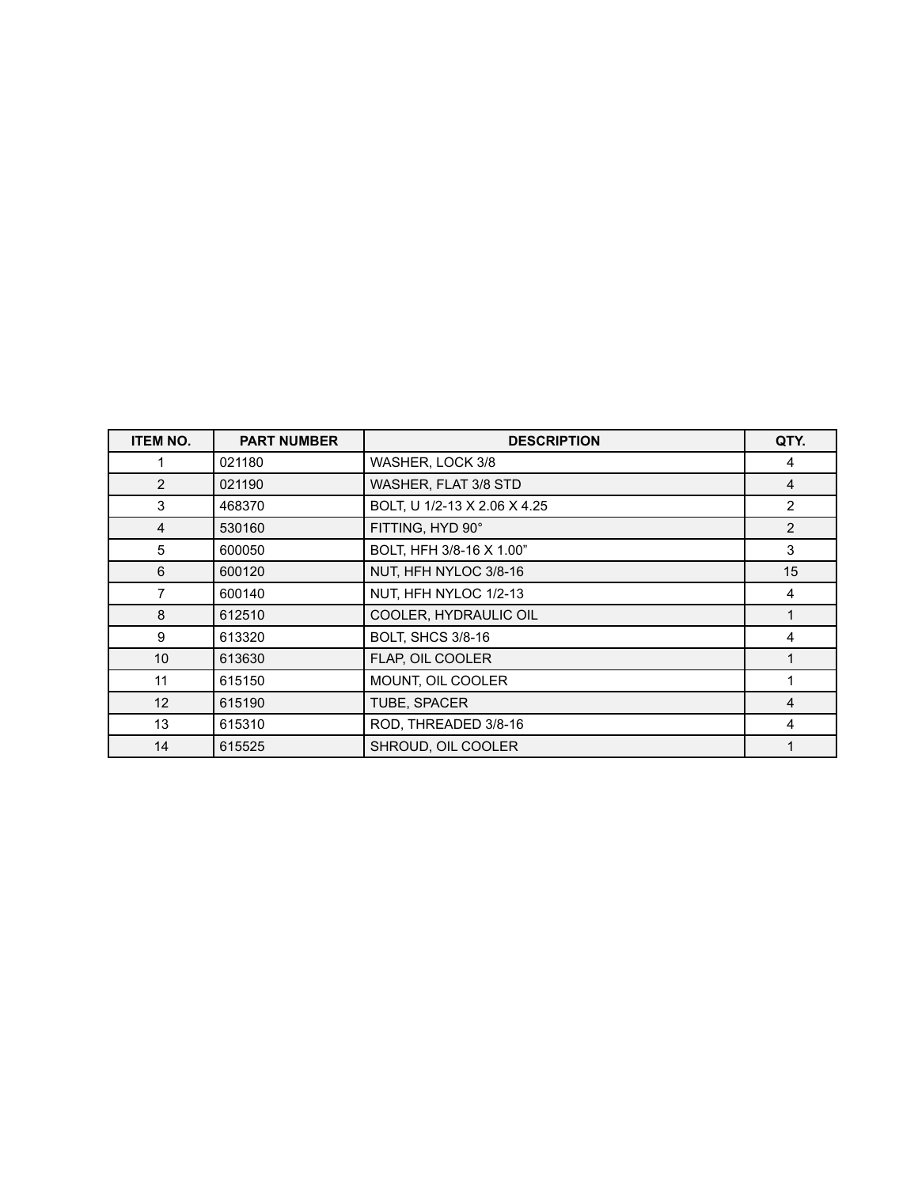| ITEM NO. | PART NUMBER | DESCRIPTION | QTY. |
| --- | --- | --- | --- |
| 1 | 021180 | WASHER, LOCK 3/8 | 4 |
| 2 | 021190 | WASHER, FLAT 3/8 STD | 4 |
| 3 | 468370 | BOLT, U 1/2-13 X 2.06 X 4.25 | 2 |
| 4 | 530160 | FITTING, HYD 90° | 2 |
| 5 | 600050 | BOLT, HFH 3/8-16 X 1.00” | 3 |
| 6 | 600120 | NUT, HFH NYLOC 3/8-16 | 15 |
| 7 | 600140 | NUT, HFH NYLOC 1/2-13 | 4 |
| 8 | 612510 | COOLER, HYDRAULIC OIL | 1 |
| 9 | 613320 | BOLT, SHCS 3/8-16 | 4 |
| 10 | 613630 | FLAP, OIL COOLER | 1 |
| 11 | 615150 | MOUNT, OIL COOLER | 1 |
| 12 | 615190 | TUBE, SPACER | 4 |
| 13 | 615310 | ROD, THREADED 3/8-16 | 4 |
| 14 | 615525 | SHROUD, OIL COOLER | 1 |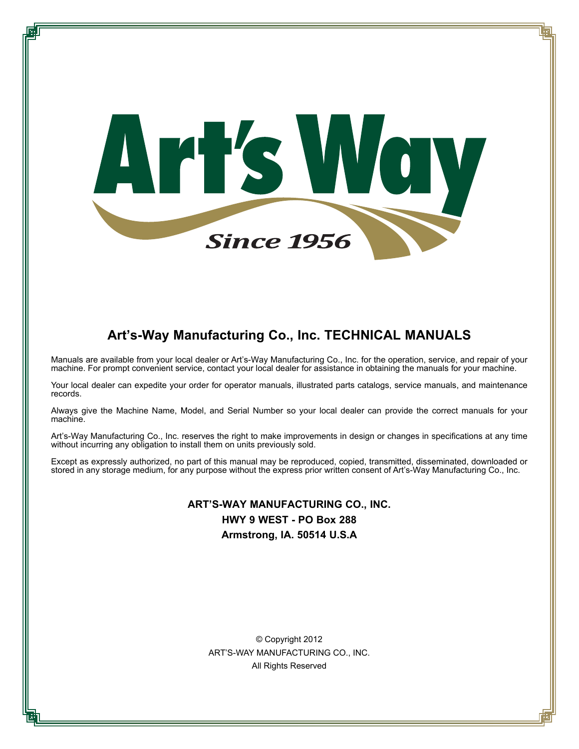# Art's Way

*Since 1956*

## Art's-Way Manufacturing Co., Inc. TECHNICAL MANUALS

Manuals are available from your local dealer or Art's-Way Manufacturing Co., Inc. for the operation, service, and repair of your machine. For prompt convenient service, contact your local dealer for assistance in obtaining the manuals for your machine.

Your local dealer can expedite your order for operator manuals, illustrated parts catalogs, service manuals, and maintenance records.

Always give the Machine Name, Model, and Serial Number so your local dealer can provide the correct manuals for your machine.

Art's-Way Manufacturing Co., Inc. reserves the right to make improvements in design or changes in specifications at any time without incurring any obligation to install them on units previously sold.

Except as expressly authorized, no part of this manual may be reproduced, copied, transmitted, disseminated, downloaded or stored in any storage medium, for any purpose without the express prior written consent of Art's-Way Manufacturing Co., Inc.

**ART'S-WAY MANUFACTURING CO., INC.**
**HWY 9 WEST - PO Box 288**
**Armstrong, IA. 50514 U.S.A**

© Copyright 2012
ART'S-WAY MANUFACTURING CO., INC.
All Rights Reserved